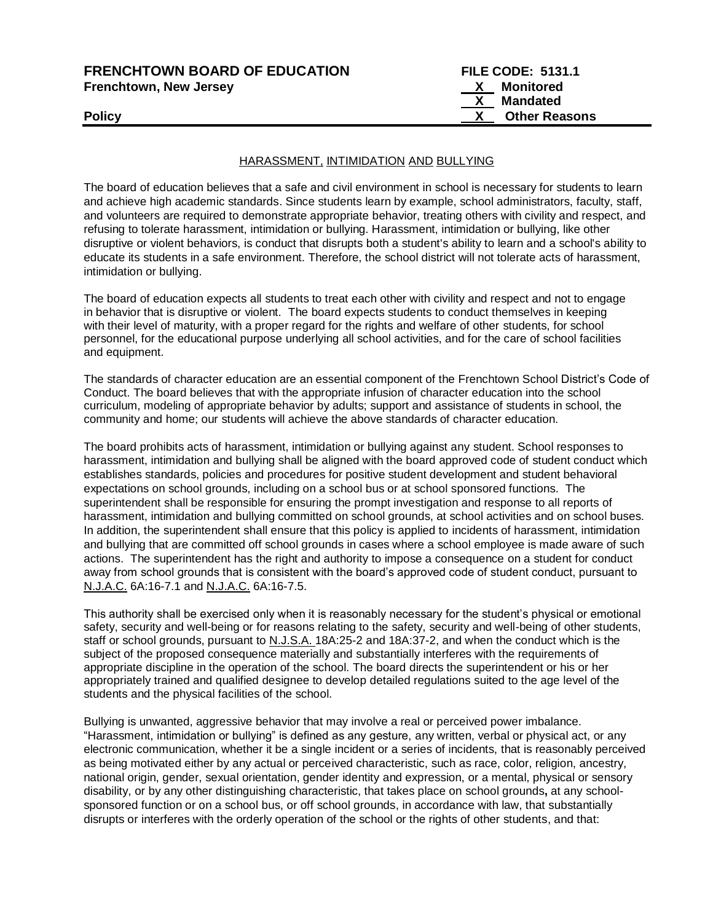**FRENCHTOWN BOARD OF EDUCATION** | **FILE CODE: 5131.1**
**Frenchtown, New Jersey**

**X Monitored**
**X Mandated**
**X Other Reasons**

**Policy**

## HARASSMENT, INTIMIDATION AND BULLYING

The board of education believes that a safe and civil environment in school is necessary for students to learn and achieve high academic standards. Since students learn by example, school administrators, faculty, staff, and volunteers are required to demonstrate appropriate behavior, treating others with civility and respect, and refusing to tolerate harassment, intimidation or bullying. Harassment, intimidation or bullying, like other disruptive or violent behaviors, is conduct that disrupts both a student's ability to learn and a school's ability to educate its students in a safe environment. Therefore, the school district will not tolerate acts of harassment, intimidation or bullying.

The board of education expects all students to treat each other with civility and respect and not to engage in behavior that is disruptive or violent. The board expects students to conduct themselves in keeping with their level of maturity, with a proper regard for the rights and welfare of other students, for school personnel, for the educational purpose underlying all school activities, and for the care of school facilities and equipment.

The standards of character education are an essential component of the Frenchtown School District's Code of Conduct. The board believes that with the appropriate infusion of character education into the school curriculum, modeling of appropriate behavior by adults; support and assistance of students in school, the community and home; our students will achieve the above standards of character education.

The board prohibits acts of harassment, intimidation or bullying against any student. School responses to harassment, intimidation and bullying shall be aligned with the board approved code of student conduct which establishes standards, policies and procedures for positive student development and student behavioral expectations on school grounds, including on a school bus or at school sponsored functions. The superintendent shall be responsible for ensuring the prompt investigation and response to all reports of harassment, intimidation and bullying committed on school grounds, at school activities and on school buses. In addition, the superintendent shall ensure that this policy is applied to incidents of harassment, intimidation and bullying that are committed off school grounds in cases where a school employee is made aware of such actions. The superintendent has the right and authority to impose a consequence on a student for conduct away from school grounds that is consistent with the board's approved code of student conduct, pursuant to N.J.A.C. 6A:16-7.1 and N.J.A.C. 6A:16-7.5.

This authority shall be exercised only when it is reasonably necessary for the student's physical or emotional safety, security and well-being or for reasons relating to the safety, security and well-being of other students, staff or school grounds, pursuant to N.J.S.A. 18A:25-2 and 18A:37-2, and when the conduct which is the subject of the proposed consequence materially and substantially interferes with the requirements of appropriate discipline in the operation of the school. The board directs the superintendent or his or her appropriately trained and qualified designee to develop detailed regulations suited to the age level of the students and the physical facilities of the school.

Bullying is unwanted, aggressive behavior that may involve a real or perceived power imbalance. "Harassment, intimidation or bullying" is defined as any gesture, any written, verbal or physical act, or any electronic communication, whether it be a single incident or a series of incidents, that is reasonably perceived as being motivated either by any actual or perceived characteristic, such as race, color, religion, ancestry, national origin, gender, sexual orientation, gender identity and expression, or a mental, physical or sensory disability, or by any other distinguishing characteristic, that takes place on school grounds**,** at any school-sponsored function or on a school bus, or off school grounds, in accordance with law, that substantially disrupts or interferes with the orderly operation of the school or the rights of other students, and that: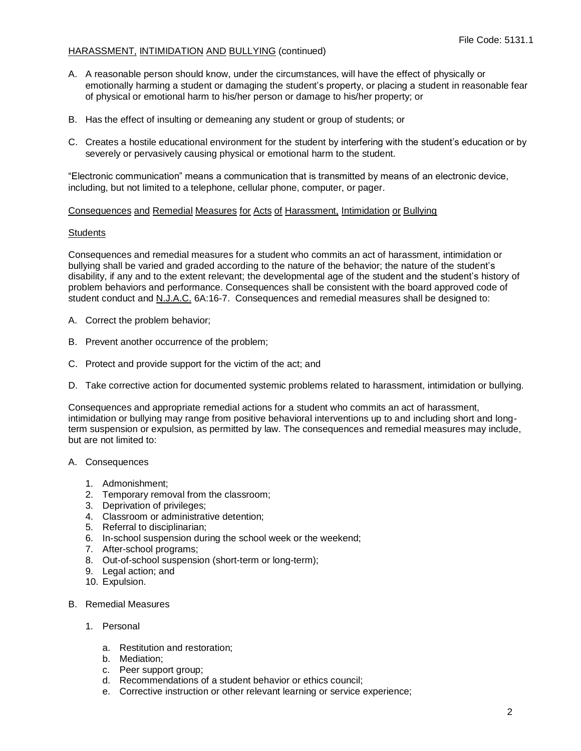A. A reasonable person should know, under the circumstances, will have the effect of physically or emotionally harming a student or damaging the student's property, or placing a student in reasonable fear of physical or emotional harm to his/her person or damage to his/her property; or

B. Has the effect of insulting or demeaning any student or group of students; or

C. Creates a hostile educational environment for the student by interfering with the student's education or by severely or pervasively causing physical or emotional harm to the student.

"Electronic communication" means a communication that is transmitted by means of an electronic device, including, but not limited to a telephone, cellular phone, computer, or pager.

## Consequences and Remedial Measures for Acts of Harassment, Intimidation or Bullying

### Students

Consequences and remedial measures for a student who commits an act of harassment, intimidation or bullying shall be varied and graded according to the nature of the behavior; the nature of the student's disability, if any and to the extent relevant; the developmental age of the student and the student's history of problem behaviors and performance. Consequences shall be consistent with the board approved code of student conduct and N.J.A.C. 6A:16-7. Consequences and remedial measures shall be designed to:

A. Correct the problem behavior;

B. Prevent another occurrence of the problem;

C. Protect and provide support for the victim of the act; and

D. Take corrective action for documented systemic problems related to harassment, intimidation or bullying.

Consequences and appropriate remedial actions for a student who commits an act of harassment, intimidation or bullying may range from positive behavioral interventions up to and including short and long-term suspension or expulsion, as permitted by law. The consequences and remedial measures may include, but are not limited to:

A. Consequences

   1. Admonishment;
   2. Temporary removal from the classroom;
   3. Deprivation of privileges;
   4. Classroom or administrative detention;
   5. Referral to disciplinarian;
   6. In-school suspension during the school week or the weekend;
   7. After-school programs;
   8. Out-of-school suspension (short-term or long-term);
   9. Legal action; and
   10. Expulsion.

B. Remedial Measures

   1. Personal

      a. Restitution and restoration;
      b. Mediation;
      c. Peer support group;
      d. Recommendations of a student behavior or ethics council;
      e. Corrective instruction or other relevant learning or service experience;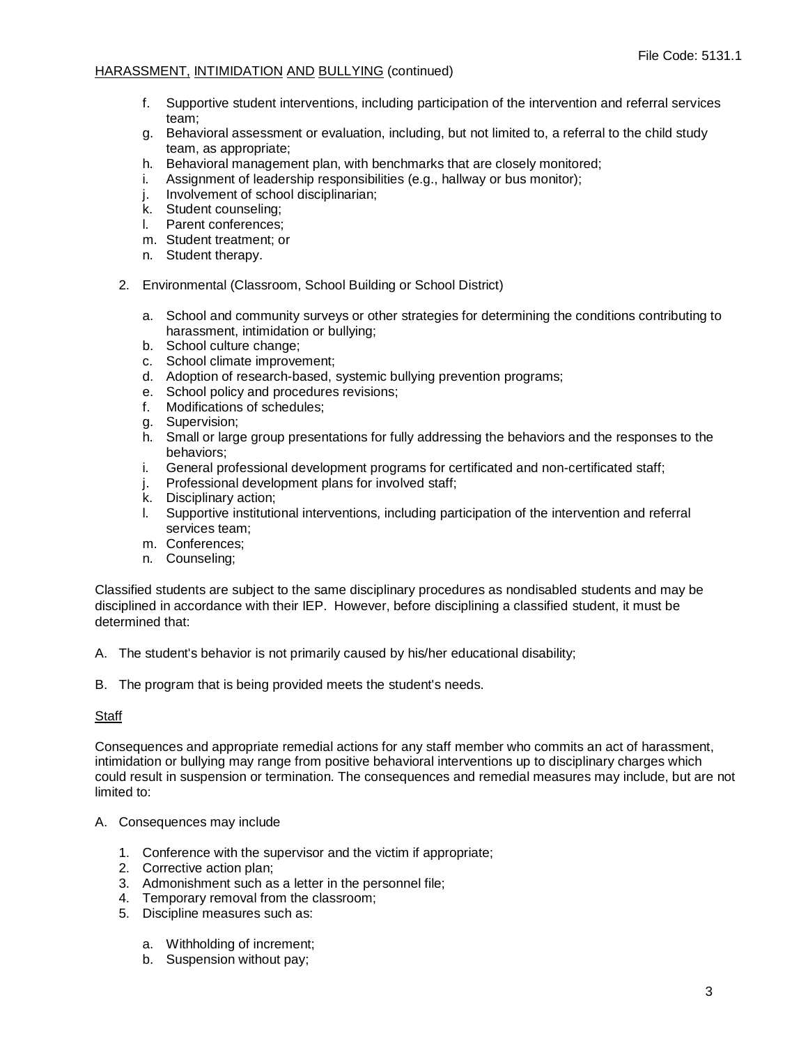f. Supportive student interventions, including participation of the intervention and referral services team;
g. Behavioral assessment or evaluation, including, but not limited to, a referral to the child study team, as appropriate;
h. Behavioral management plan, with benchmarks that are closely monitored;
i. Assignment of leadership responsibilities (e.g., hallway or bus monitor);
j. Involvement of school disciplinarian;
k. Student counseling;
l. Parent conferences;
m. Student treatment; or
n. Student therapy.

2. Environmental (Classroom, School Building or School District)

   a. School and community surveys or other strategies for determining the conditions contributing to harassment, intimidation or bullying;
   b. School culture change;
   c. School climate improvement;
   d. Adoption of research-based, systemic bullying prevention programs;
   e. School policy and procedures revisions;
   f. Modifications of schedules;
   g. Supervision;
   h. Small or large group presentations for fully addressing the behaviors and the responses to the behaviors;
   i. General professional development programs for certificated and non-certificated staff;
   j. Professional development plans for involved staff;
   k. Disciplinary action;
   l. Supportive institutional interventions, including participation of the intervention and referral services team;
   m. Conferences;
   n. Counseling;

Classified students are subject to the same disciplinary procedures as nondisabled students and may be disciplined in accordance with their IEP. However, before disciplining a classified student, it must be determined that:

A. The student's behavior is not primarily caused by his/her educational disability;

B. The program that is being provided meets the student's needs.

<u>Staff</u>

Consequences and appropriate remedial actions for any staff member who commits an act of harassment, intimidation or bullying may range from positive behavioral interventions up to disciplinary charges which could result in suspension or termination. The consequences and remedial measures may include, but are not limited to:

A. Consequences may include

   1. Conference with the supervisor and the victim if appropriate;
   2. Corrective action plan;
   3. Admonishment such as a letter in the personnel file;
   4. Temporary removal from the classroom;
   5. Discipline measures such as:

      a. Withholding of increment;
      b. Suspension without pay;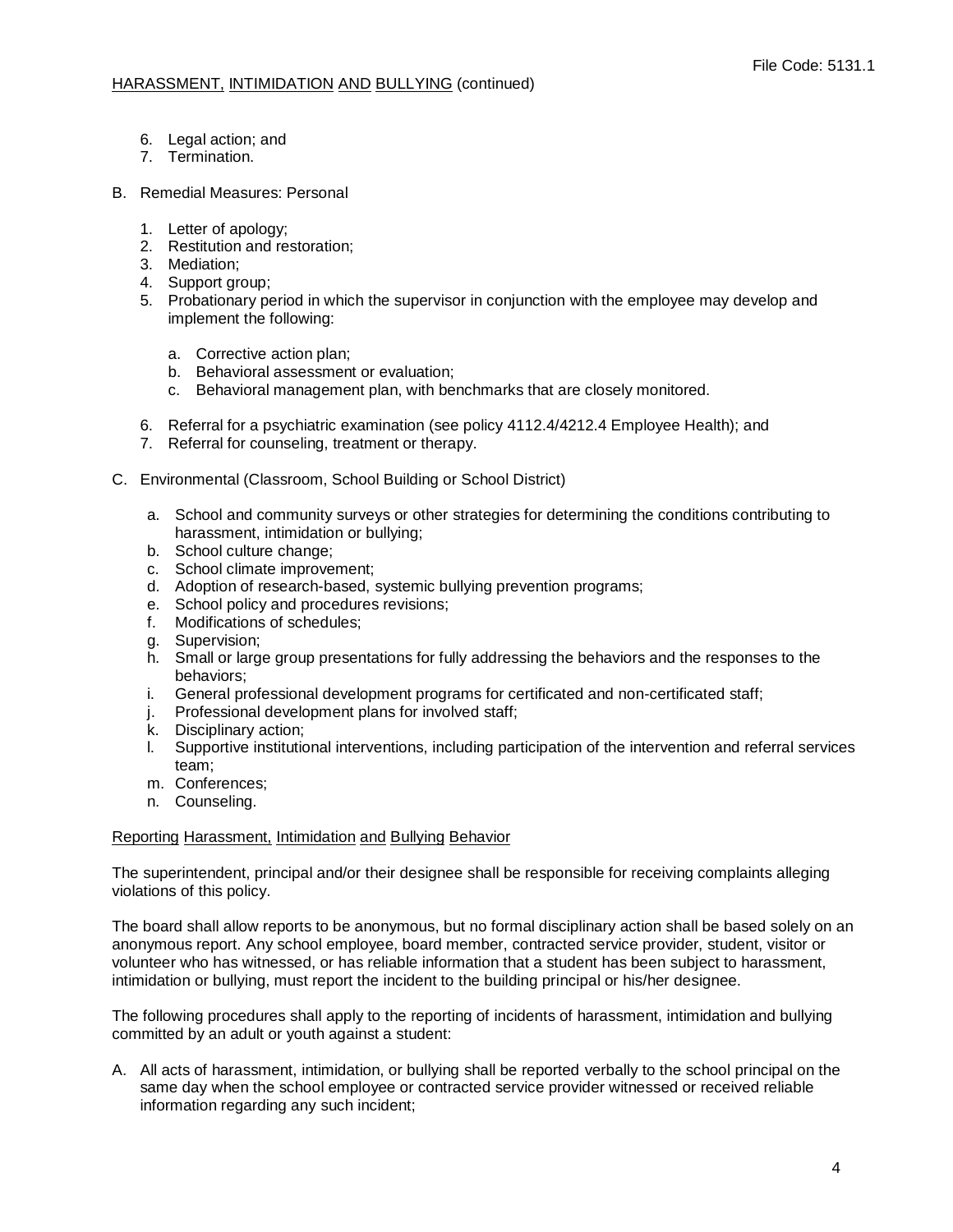6. Legal action; and
7. Termination.

B. Remedial Measures: Personal

1. Letter of apology;
2. Restitution and restoration;
3. Mediation;
4. Support group;
5. Probationary period in which the supervisor in conjunction with the employee may develop and implement the following:

   a. Corrective action plan;
   b. Behavioral assessment or evaluation;
   c. Behavioral management plan, with benchmarks that are closely monitored.

6. Referral for a psychiatric examination (see policy 4112.4/4212.4 Employee Health); and
7. Referral for counseling, treatment or therapy.

C. Environmental (Classroom, School Building or School District)

   a. School and community surveys or other strategies for determining the conditions contributing to harassment, intimidation or bullying;
   b. School culture change;
   c. School climate improvement;
   d. Adoption of research-based, systemic bullying prevention programs;
   e. School policy and procedures revisions;
   f. Modifications of schedules;
   g. Supervision;
   h. Small or large group presentations for fully addressing the behaviors and the responses to the behaviors;
   i. General professional development programs for certificated and non-certificated staff;
   j. Professional development plans for involved staff;
   k. Disciplinary action;
   l. Supportive institutional interventions, including participation of the intervention and referral services team;
   m. Conferences;
   n. Counseling.

<u>Reporting Harassment, Intimidation and Bullying Behavior</u>

The superintendent, principal and/or their designee shall be responsible for receiving complaints alleging violations of this policy.

The board shall allow reports to be anonymous, but no formal disciplinary action shall be based solely on an anonymous report. Any school employee, board member, contracted service provider, student, visitor or volunteer who has witnessed, or has reliable information that a student has been subject to harassment, intimidation or bullying, must report the incident to the building principal or his/her designee.

The following procedures shall apply to the reporting of incidents of harassment, intimidation and bullying committed by an adult or youth against a student:

A. All acts of harassment, intimidation, or bullying shall be reported verbally to the school principal on the same day when the school employee or contracted service provider witnessed or received reliable information regarding any such incident;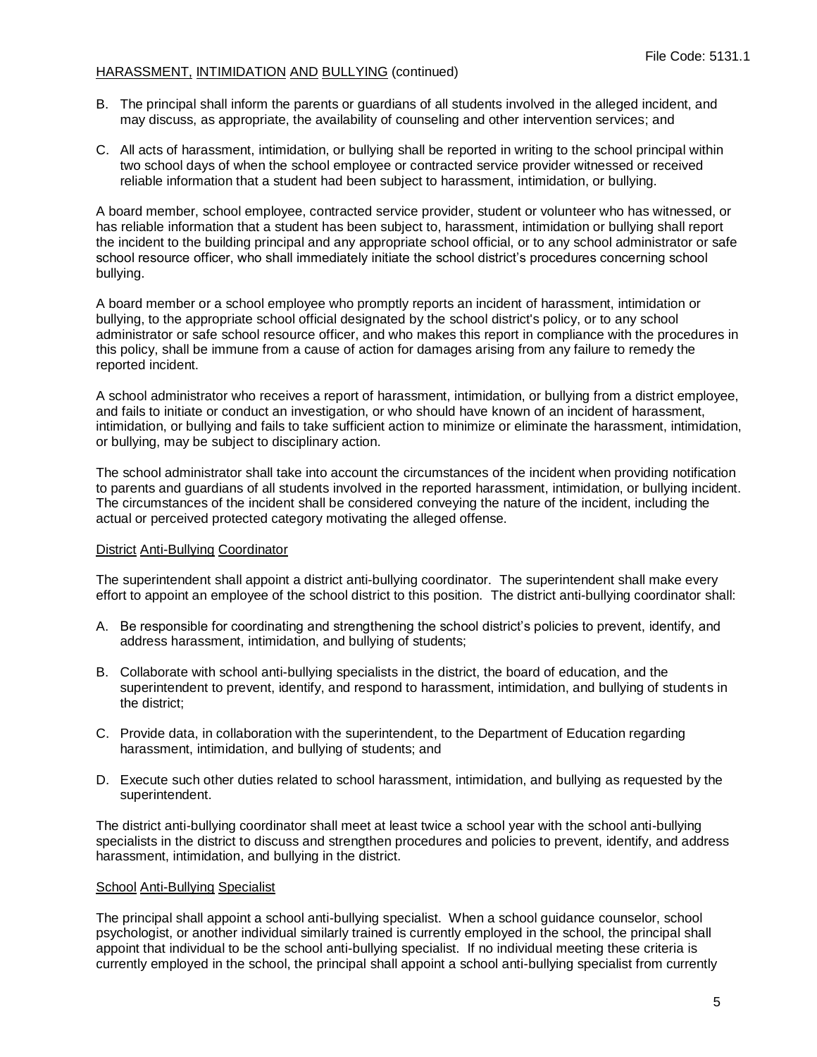B. The principal shall inform the parents or guardians of all students involved in the alleged incident, and may discuss, as appropriate, the availability of counseling and other intervention services; and

C. All acts of harassment, intimidation, or bullying shall be reported in writing to the school principal within two school days of when the school employee or contracted service provider witnessed or received reliable information that a student had been subject to harassment, intimidation, or bullying.

A board member, school employee, contracted service provider, student or volunteer who has witnessed, or has reliable information that a student has been subject to, harassment, intimidation or bullying shall report the incident to the building principal and any appropriate school official, or to any school administrator or safe school resource officer, who shall immediately initiate the school district's procedures concerning school bullying.

A board member or a school employee who promptly reports an incident of harassment, intimidation or bullying, to the appropriate school official designated by the school district's policy, or to any school administrator or safe school resource officer, and who makes this report in compliance with the procedures in this policy, shall be immune from a cause of action for damages arising from any failure to remedy the reported incident.

A school administrator who receives a report of harassment, intimidation, or bullying from a district employee, and fails to initiate or conduct an investigation, or who should have known of an incident of harassment, intimidation, or bullying and fails to take sufficient action to minimize or eliminate the harassment, intimidation, or bullying, may be subject to disciplinary action.

The school administrator shall take into account the circumstances of the incident when providing notification to parents and guardians of all students involved in the reported harassment, intimidation, or bullying incident. The circumstances of the incident shall be considered conveying the nature of the incident, including the actual or perceived protected category motivating the alleged offense.

## District Anti-Bullying Coordinator

The superintendent shall appoint a district anti-bullying coordinator. The superintendent shall make every effort to appoint an employee of the school district to this position. The district anti-bullying coordinator shall:

A. Be responsible for coordinating and strengthening the school district's policies to prevent, identify, and address harassment, intimidation, and bullying of students;

B. Collaborate with school anti-bullying specialists in the district, the board of education, and the superintendent to prevent, identify, and respond to harassment, intimidation, and bullying of students in the district;

C. Provide data, in collaboration with the superintendent, to the Department of Education regarding harassment, intimidation, and bullying of students; and

D. Execute such other duties related to school harassment, intimidation, and bullying as requested by the superintendent.

The district anti-bullying coordinator shall meet at least twice a school year with the school anti-bullying specialists in the district to discuss and strengthen procedures and policies to prevent, identify, and address harassment, intimidation, and bullying in the district.

## School Anti-Bullying Specialist

The principal shall appoint a school anti-bullying specialist. When a school guidance counselor, school psychologist, or another individual similarly trained is currently employed in the school, the principal shall appoint that individual to be the school anti-bullying specialist. If no individual meeting these criteria is currently employed in the school, the principal shall appoint a school anti-bullying specialist from currently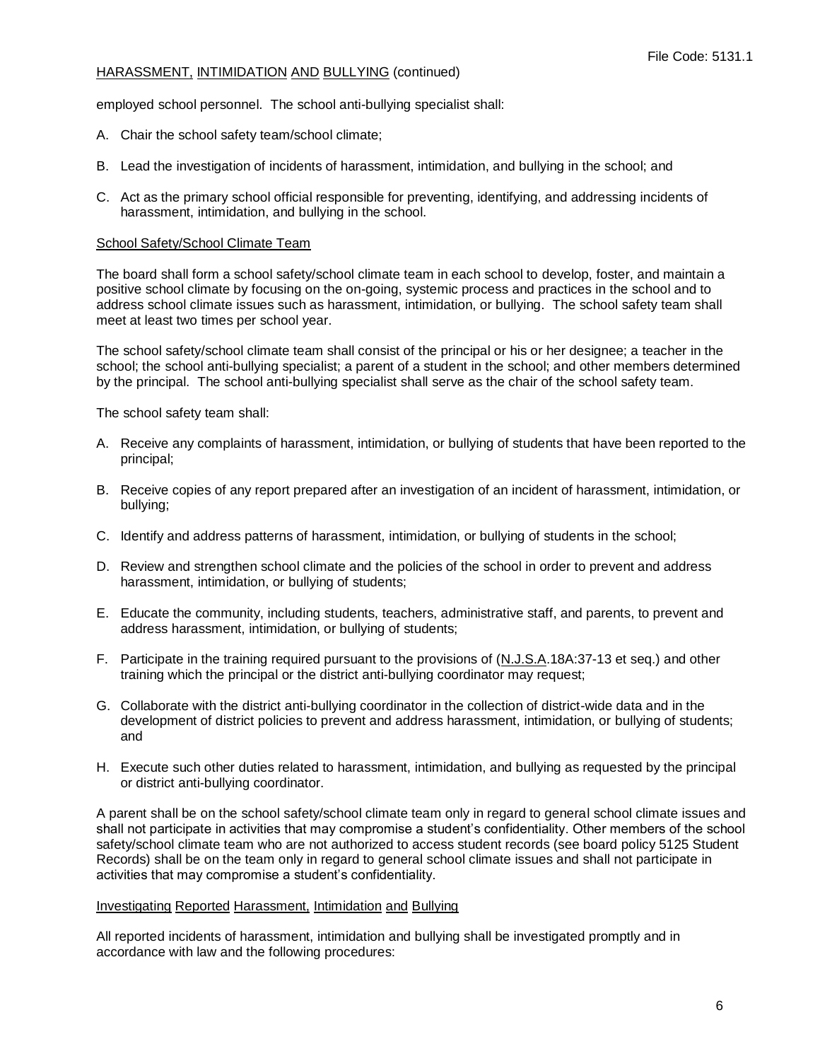employed school personnel. The school anti-bullying specialist shall:

A. Chair the school safety team/school climate;

B. Lead the investigation of incidents of harassment, intimidation, and bullying in the school; and

C. Act as the primary school official responsible for preventing, identifying, and addressing incidents of harassment, intimidation, and bullying in the school.

School Safety/School Climate Team

The board shall form a school safety/school climate team in each school to develop, foster, and maintain a positive school climate by focusing on the on-going, systemic process and practices in the school and to address school climate issues such as harassment, intimidation, or bullying. The school safety team shall meet at least two times per school year.

The school safety/school climate team shall consist of the principal or his or her designee; a teacher in the school; the school anti-bullying specialist; a parent of a student in the school; and other members determined by the principal. The school anti-bullying specialist shall serve as the chair of the school safety team.

The school safety team shall:

A. Receive any complaints of harassment, intimidation, or bullying of students that have been reported to the principal;

B. Receive copies of any report prepared after an investigation of an incident of harassment, intimidation, or bullying;

C. Identify and address patterns of harassment, intimidation, or bullying of students in the school;

D. Review and strengthen school climate and the policies of the school in order to prevent and address harassment, intimidation, or bullying of students;

E. Educate the community, including students, teachers, administrative staff, and parents, to prevent and address harassment, intimidation, or bullying of students;

F. Participate in the training required pursuant to the provisions of (N.J.S.A.18A:37-13 et seq.) and other training which the principal or the district anti-bullying coordinator may request;

G. Collaborate with the district anti-bullying coordinator in the collection of district-wide data and in the development of district policies to prevent and address harassment, intimidation, or bullying of students; and

H. Execute such other duties related to harassment, intimidation, and bullying as requested by the principal or district anti-bullying coordinator.

A parent shall be on the school safety/school climate team only in regard to general school climate issues and shall not participate in activities that may compromise a student's confidentiality. Other members of the school safety/school climate team who are not authorized to access student records (see board policy 5125 Student Records) shall be on the team only in regard to general school climate issues and shall not participate in activities that may compromise a student's confidentiality.

Investigating Reported Harassment, Intimidation and Bullying

All reported incidents of harassment, intimidation and bullying shall be investigated promptly and in accordance with law and the following procedures: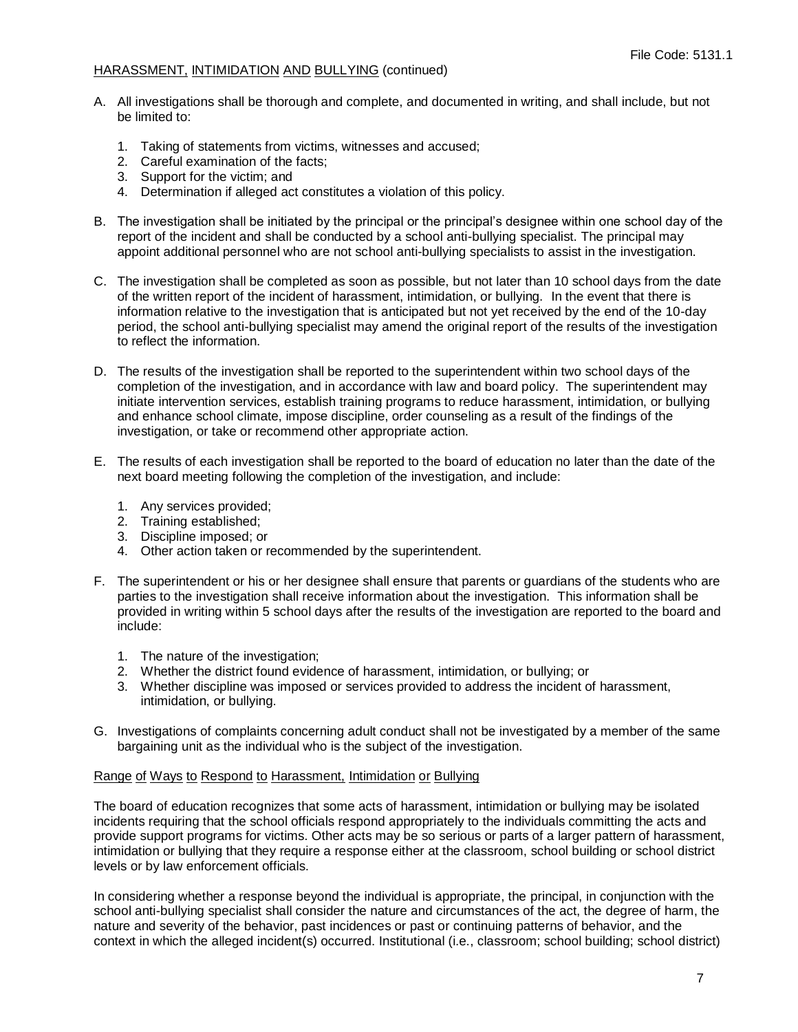A. All investigations shall be thorough and complete, and documented in writing, and shall include, but not be limited to:

   1. Taking of statements from victims, witnesses and accused;
   2. Careful examination of the facts;
   3. Support for the victim; and
   4. Determination if alleged act constitutes a violation of this policy.

B. The investigation shall be initiated by the principal or the principal's designee within one school day of the report of the incident and shall be conducted by a school anti-bullying specialist. The principal may appoint additional personnel who are not school anti-bullying specialists to assist in the investigation.

C. The investigation shall be completed as soon as possible, but not later than 10 school days from the date of the written report of the incident of harassment, intimidation, or bullying. In the event that there is information relative to the investigation that is anticipated but not yet received by the end of the 10-day period, the school anti-bullying specialist may amend the original report of the results of the investigation to reflect the information.

D. The results of the investigation shall be reported to the superintendent within two school days of the completion of the investigation, and in accordance with law and board policy. The superintendent may initiate intervention services, establish training programs to reduce harassment, intimidation, or bullying and enhance school climate, impose discipline, order counseling as a result of the findings of the investigation, or take or recommend other appropriate action.

E. The results of each investigation shall be reported to the board of education no later than the date of the next board meeting following the completion of the investigation, and include:

   1. Any services provided;
   2. Training established;
   3. Discipline imposed; or
   4. Other action taken or recommended by the superintendent.

F. The superintendent or his or her designee shall ensure that parents or guardians of the students who are parties to the investigation shall receive information about the investigation. This information shall be provided in writing within 5 school days after the results of the investigation are reported to the board and include:

   1. The nature of the investigation;
   2. Whether the district found evidence of harassment, intimidation, or bullying; or
   3. Whether discipline was imposed or services provided to address the incident of harassment, intimidation, or bullying.

G. Investigations of complaints concerning adult conduct shall not be investigated by a member of the same bargaining unit as the individual who is the subject of the investigation.

## Range of Ways to Respond to Harassment, Intimidation or Bullying

The board of education recognizes that some acts of harassment, intimidation or bullying may be isolated incidents requiring that the school officials respond appropriately to the individuals committing the acts and provide support programs for victims. Other acts may be so serious or parts of a larger pattern of harassment, intimidation or bullying that they require a response either at the classroom, school building or school district levels or by law enforcement officials.

In considering whether a response beyond the individual is appropriate, the principal, in conjunction with the school anti-bullying specialist shall consider the nature and circumstances of the act, the degree of harm, the nature and severity of the behavior, past incidences or past or continuing patterns of behavior, and the context in which the alleged incident(s) occurred. Institutional (i.e., classroom; school building; school district)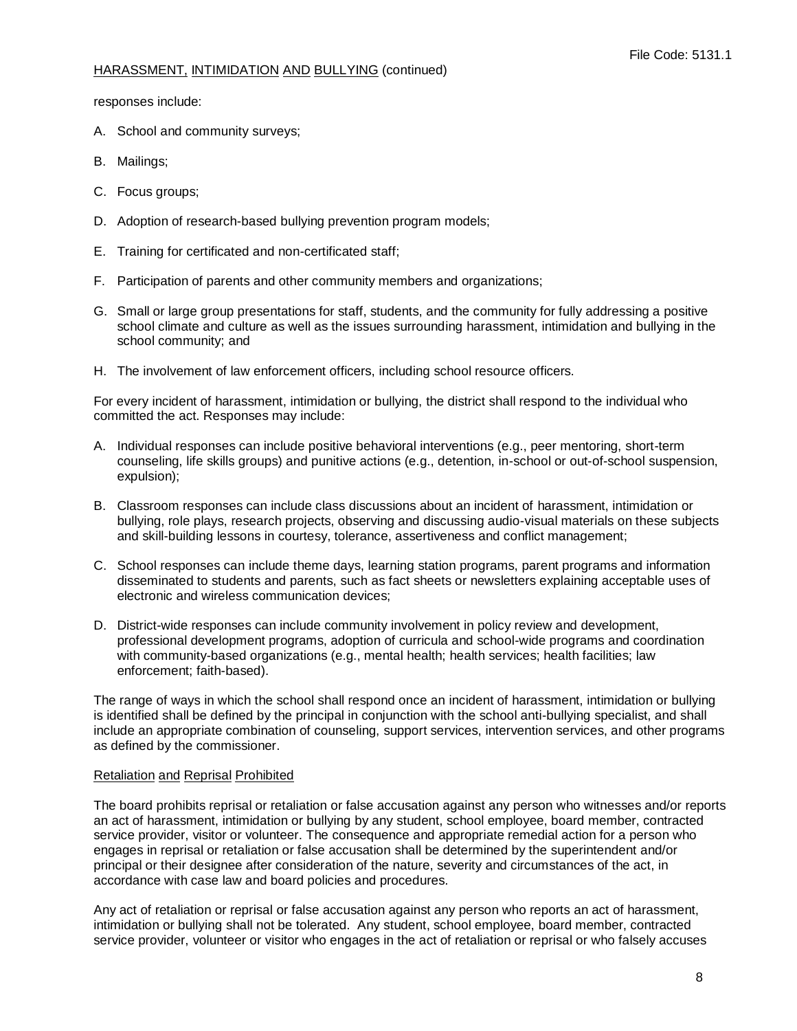responses include:

A. School and community surveys;

B. Mailings;

C. Focus groups;

D. Adoption of research-based bullying prevention program models;

E. Training for certificated and non-certificated staff;

F. Participation of parents and other community members and organizations;

G. Small or large group presentations for staff, students, and the community for fully addressing a positive school climate and culture as well as the issues surrounding harassment, intimidation and bullying in the school community; and

H. The involvement of law enforcement officers, including school resource officers.

For every incident of harassment, intimidation or bullying, the district shall respond to the individual who committed the act. Responses may include:

A. Individual responses can include positive behavioral interventions (e.g., peer mentoring, short-term counseling, life skills groups) and punitive actions (e.g., detention, in-school or out-of-school suspension, expulsion);

B. Classroom responses can include class discussions about an incident of harassment, intimidation or bullying, role plays, research projects, observing and discussing audio-visual materials on these subjects and skill-building lessons in courtesy, tolerance, assertiveness and conflict management;

C. School responses can include theme days, learning station programs, parent programs and information disseminated to students and parents, such as fact sheets or newsletters explaining acceptable uses of electronic and wireless communication devices;

D. District-wide responses can include community involvement in policy review and development, professional development programs, adoption of curricula and school-wide programs and coordination with community-based organizations (e.g., mental health; health services; health facilities; law enforcement; faith-based).

The range of ways in which the school shall respond once an incident of harassment, intimidation or bullying is identified shall be defined by the principal in conjunction with the school anti-bullying specialist, and shall include an appropriate combination of counseling, support services, intervention services, and other programs as defined by the commissioner.

## Retaliation and Reprisal Prohibited

The board prohibits reprisal or retaliation or false accusation against any person who witnesses and/or reports an act of harassment, intimidation or bullying by any student, school employee, board member, contracted service provider, visitor or volunteer. The consequence and appropriate remedial action for a person who engages in reprisal or retaliation or false accusation shall be determined by the superintendent and/or principal or their designee after consideration of the nature, severity and circumstances of the act, in accordance with case law and board policies and procedures.

Any act of retaliation or reprisal or false accusation against any person who reports an act of harassment, intimidation or bullying shall not be tolerated. Any student, school employee, board member, contracted service provider, volunteer or visitor who engages in the act of retaliation or reprisal or who falsely accuses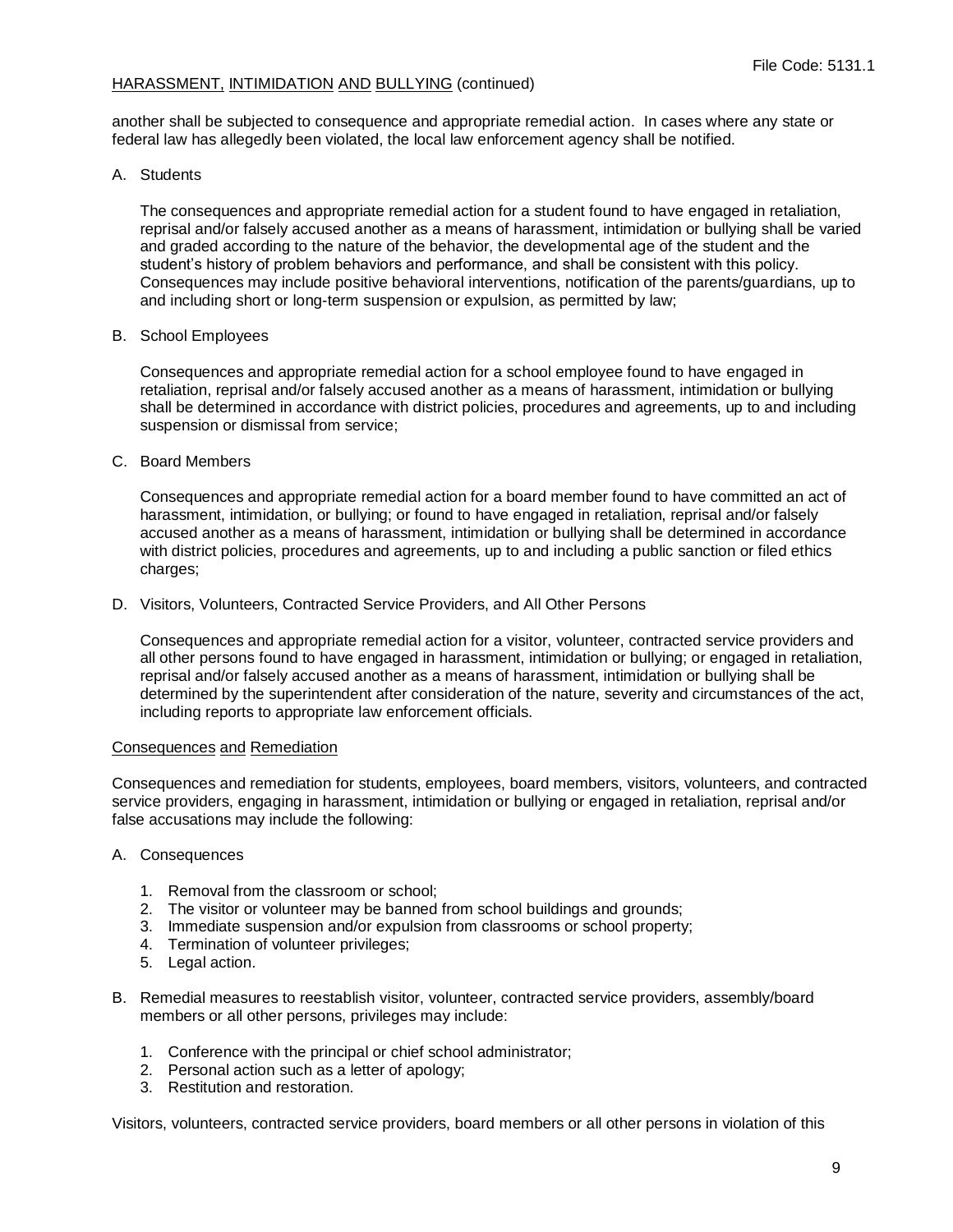another shall be subjected to consequence and appropriate remedial action. In cases where any state or federal law has allegedly been violated, the local law enforcement agency shall be notified.

A. Students

   The consequences and appropriate remedial action for a student found to have engaged in retaliation, reprisal and/or falsely accused another as a means of harassment, intimidation or bullying shall be varied and graded according to the nature of the behavior, the developmental age of the student and the student's history of problem behaviors and performance, and shall be consistent with this policy. Consequences may include positive behavioral interventions, notification of the parents/guardians, up to and including short or long-term suspension or expulsion, as permitted by law;

B. School Employees

   Consequences and appropriate remedial action for a school employee found to have engaged in retaliation, reprisal and/or falsely accused another as a means of harassment, intimidation or bullying shall be determined in accordance with district policies, procedures and agreements, up to and including suspension or dismissal from service;

C. Board Members

   Consequences and appropriate remedial action for a board member found to have committed an act of harassment, intimidation, or bullying; or found to have engaged in retaliation, reprisal and/or falsely accused another as a means of harassment, intimidation or bullying shall be determined in accordance with district policies, procedures and agreements, up to and including a public sanction or filed ethics charges;

D. Visitors, Volunteers, Contracted Service Providers, and All Other Persons

   Consequences and appropriate remedial action for a visitor, volunteer, contracted service providers and all other persons found to have engaged in harassment, intimidation or bullying; or engaged in retaliation, reprisal and/or falsely accused another as a means of harassment, intimidation or bullying shall be determined by the superintendent after consideration of the nature, severity and circumstances of the act, including reports to appropriate law enforcement officials.

<u>Consequences</u> <u>and</u> <u>Remediation</u>

Consequences and remediation for students, employees, board members, visitors, volunteers, and contracted service providers, engaging in harassment, intimidation or bullying or engaged in retaliation, reprisal and/or false accusations may include the following:

A. Consequences

   1. Removal from the classroom or school;
   2. The visitor or volunteer may be banned from school buildings and grounds;
   3. Immediate suspension and/or expulsion from classrooms or school property;
   4. Termination of volunteer privileges;
   5. Legal action.

B. Remedial measures to reestablish visitor, volunteer, contracted service providers, assembly/board members or all other persons, privileges may include:

   1. Conference with the principal or chief school administrator;
   2. Personal action such as a letter of apology;
   3. Restitution and restoration.

Visitors, volunteers, contracted service providers, board members or all other persons in violation of this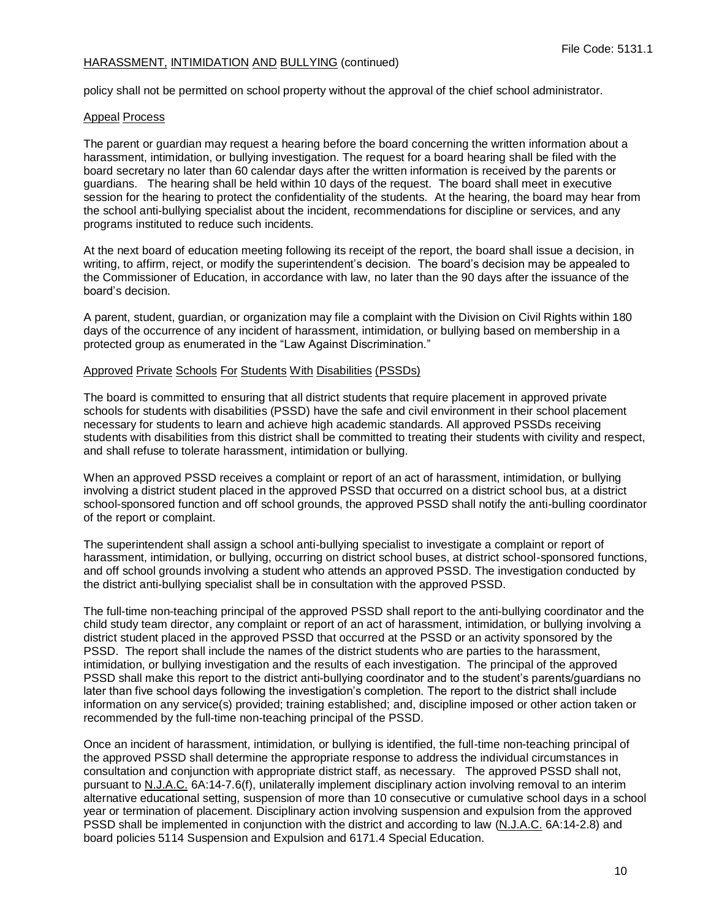policy shall not be permitted on school property without the approval of the chief school administrator.

Appeal Process

The parent or guardian may request a hearing before the board concerning the written information about a harassment, intimidation, or bullying investigation. The request for a board hearing shall be filed with the board secretary no later than 60 calendar days after the written information is received by the parents or guardians. The hearing shall be held within 10 days of the request. The board shall meet in executive session for the hearing to protect the confidentiality of the students. At the hearing, the board may hear from the school anti-bullying specialist about the incident, recommendations for discipline or services, and any programs instituted to reduce such incidents.

At the next board of education meeting following its receipt of the report, the board shall issue a decision, in writing, to affirm, reject, or modify the superintendent's decision. The board's decision may be appealed to the Commissioner of Education, in accordance with law, no later than the 90 days after the issuance of the board's decision.

A parent, student, guardian, or organization may file a complaint with the Division on Civil Rights within 180 days of the occurrence of any incident of harassment, intimidation, or bullying based on membership in a protected group as enumerated in the "Law Against Discrimination."

Approved Private Schools For Students With Disabilities (PSSDs)

The board is committed to ensuring that all district students that require placement in approved private schools for students with disabilities (PSSD) have the safe and civil environment in their school placement necessary for students to learn and achieve high academic standards. All approved PSSDs receiving students with disabilities from this district shall be committed to treating their students with civility and respect, and shall refuse to tolerate harassment, intimidation or bullying.

When an approved PSSD receives a complaint or report of an act of harassment, intimidation, or bullying involving a district student placed in the approved PSSD that occurred on a district school bus, at a district school-sponsored function and off school grounds, the approved PSSD shall notify the anti-bulling coordinator of the report or complaint.

The superintendent shall assign a school anti-bullying specialist to investigate a complaint or report of harassment, intimidation, or bullying, occurring on district school buses, at district school-sponsored functions, and off school grounds involving a student who attends an approved PSSD. The investigation conducted by the district anti-bullying specialist shall be in consultation with the approved PSSD.

The full-time non-teaching principal of the approved PSSD shall report to the anti-bullying coordinator and the child study team director, any complaint or report of an act of harassment, intimidation, or bullying involving a district student placed in the approved PSSD that occurred at the PSSD or an activity sponsored by the PSSD. The report shall include the names of the district students who are parties to the harassment, intimidation, or bullying investigation and the results of each investigation. The principal of the approved PSSD shall make this report to the district anti-bullying coordinator and to the student's parents/guardians no later than five school days following the investigation's completion. The report to the district shall include information on any service(s) provided; training established; and, discipline imposed or other action taken or recommended by the full-time non-teaching principal of the PSSD.

Once an incident of harassment, intimidation, or bullying is identified, the full-time non-teaching principal of the approved PSSD shall determine the appropriate response to address the individual circumstances in consultation and conjunction with appropriate district staff, as necessary. The approved PSSD shall not, pursuant to N.J.A.C. 6A:14-7.6(f), unilaterally implement disciplinary action involving removal to an interim alternative educational setting, suspension of more than 10 consecutive or cumulative school days in a school year or termination of placement. Disciplinary action involving suspension and expulsion from the approved PSSD shall be implemented in conjunction with the district and according to law (N.J.A.C. 6A:14-2.8) and board policies 5114 Suspension and Expulsion and 6171.4 Special Education.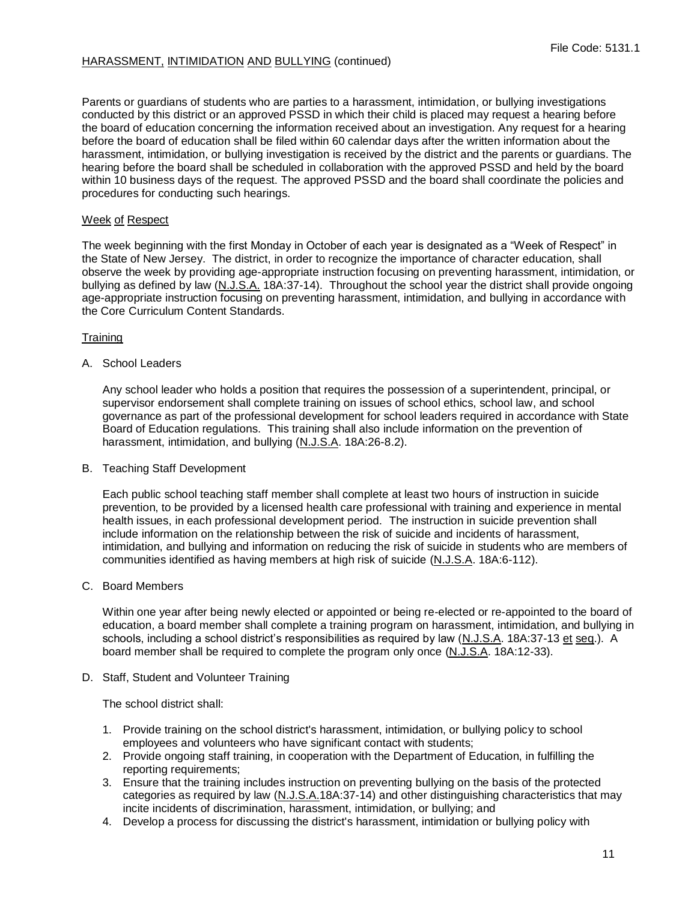Parents or guardians of students who are parties to a harassment, intimidation, or bullying investigations conducted by this district or an approved PSSD in which their child is placed may request a hearing before the board of education concerning the information received about an investigation. Any request for a hearing before the board of education shall be filed within 60 calendar days after the written information about the harassment, intimidation, or bullying investigation is received by the district and the parents or guardians. The hearing before the board shall be scheduled in collaboration with the approved PSSD and held by the board within 10 business days of the request. The approved PSSD and the board shall coordinate the policies and procedures for conducting such hearings.

## Week of Respect

The week beginning with the first Monday in October of each year is designated as a "Week of Respect" in the State of New Jersey. The district, in order to recognize the importance of character education, shall observe the week by providing age-appropriate instruction focusing on preventing harassment, intimidation, or bullying as defined by law (N.J.S.A. 18A:37-14). Throughout the school year the district shall provide ongoing age-appropriate instruction focusing on preventing harassment, intimidation, and bullying in accordance with the Core Curriculum Content Standards.

## Training

A. School Leaders

Any school leader who holds a position that requires the possession of a superintendent, principal, or supervisor endorsement shall complete training on issues of school ethics, school law, and school governance as part of the professional development for school leaders required in accordance with State Board of Education regulations. This training shall also include information on the prevention of harassment, intimidation, and bullying (N.J.S.A. 18A:26-8.2).

B. Teaching Staff Development

Each public school teaching staff member shall complete at least two hours of instruction in suicide prevention, to be provided by a licensed health care professional with training and experience in mental health issues, in each professional development period. The instruction in suicide prevention shall include information on the relationship between the risk of suicide and incidents of harassment, intimidation, and bullying and information on reducing the risk of suicide in students who are members of communities identified as having members at high risk of suicide (N.J.S.A. 18A:6-112).

C. Board Members

Within one year after being newly elected or appointed or being re-elected or re-appointed to the board of education, a board member shall complete a training program on harassment, intimidation, and bullying in schools, including a school district's responsibilities as required by law (N.J.S.A. 18A:37-13 et seq.). A board member shall be required to complete the program only once (N.J.S.A. 18A:12-33).

D. Staff, Student and Volunteer Training

The school district shall:

1. Provide training on the school district's harassment, intimidation, or bullying policy to school employees and volunteers who have significant contact with students;
2. Provide ongoing staff training, in cooperation with the Department of Education, in fulfilling the reporting requirements;
3. Ensure that the training includes instruction on preventing bullying on the basis of the protected categories as required by law (N.J.S.A.18A:37-14) and other distinguishing characteristics that may incite incidents of discrimination, harassment, intimidation, or bullying; and
4. Develop a process for discussing the district's harassment, intimidation or bullying policy with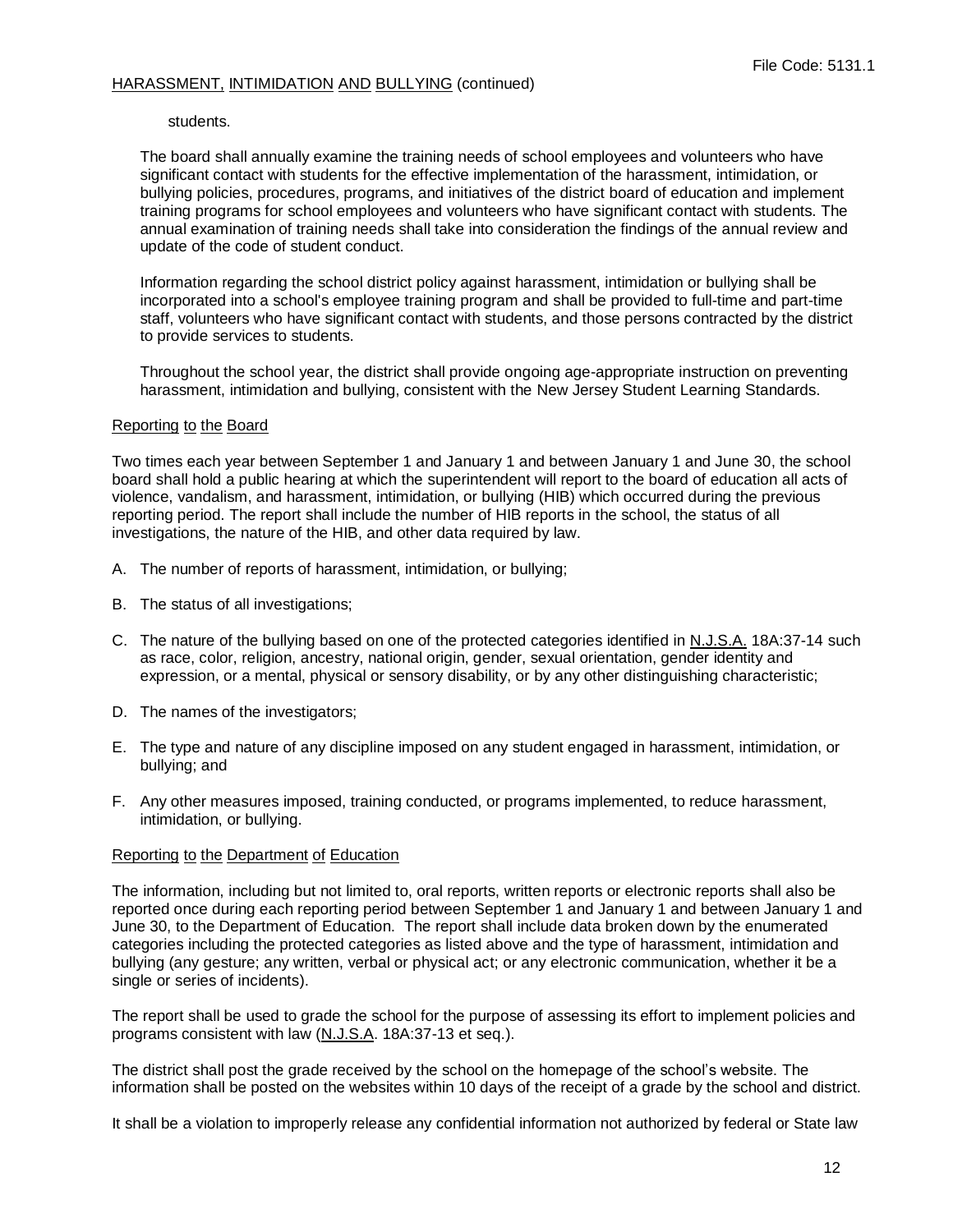students.

The board shall annually examine the training needs of school employees and volunteers who have significant contact with students for the effective implementation of the harassment, intimidation, or bullying policies, procedures, programs, and initiatives of the district board of education and implement training programs for school employees and volunteers who have significant contact with students. The annual examination of training needs shall take into consideration the findings of the annual review and update of the code of student conduct.

Information regarding the school district policy against harassment, intimidation or bullying shall be incorporated into a school's employee training program and shall be provided to full-time and part-time staff, volunteers who have significant contact with students, and those persons contracted by the district to provide services to students.

Throughout the school year, the district shall provide ongoing age-appropriate instruction on preventing harassment, intimidation and bullying, consistent with the New Jersey Student Learning Standards.

## Reporting to the Board

Two times each year between September 1 and January 1 and between January 1 and June 30, the school board shall hold a public hearing at which the superintendent will report to the board of education all acts of violence, vandalism, and harassment, intimidation, or bullying (HIB) which occurred during the previous reporting period. The report shall include the number of HIB reports in the school, the status of all investigations, the nature of the HIB, and other data required by law.

A. The number of reports of harassment, intimidation, or bullying;

B. The status of all investigations;

C. The nature of the bullying based on one of the protected categories identified in N.J.S.A. 18A:37-14 such as race, color, religion, ancestry, national origin, gender, sexual orientation, gender identity and expression, or a mental, physical or sensory disability, or by any other distinguishing characteristic;

D. The names of the investigators;

E. The type and nature of any discipline imposed on any student engaged in harassment, intimidation, or bullying; and

F. Any other measures imposed, training conducted, or programs implemented, to reduce harassment, intimidation, or bullying.

## Reporting to the Department of Education

The information, including but not limited to, oral reports, written reports or electronic reports shall also be reported once during each reporting period between September 1 and January 1 and between January 1 and June 30, to the Department of Education. The report shall include data broken down by the enumerated categories including the protected categories as listed above and the type of harassment, intimidation and bullying (any gesture; any written, verbal or physical act; or any electronic communication, whether it be a single or series of incidents).

The report shall be used to grade the school for the purpose of assessing its effort to implement policies and programs consistent with law (N.J.S.A. 18A:37-13 et seq.).

The district shall post the grade received by the school on the homepage of the school's website. The information shall be posted on the websites within 10 days of the receipt of a grade by the school and district.

It shall be a violation to improperly release any confidential information not authorized by federal or State law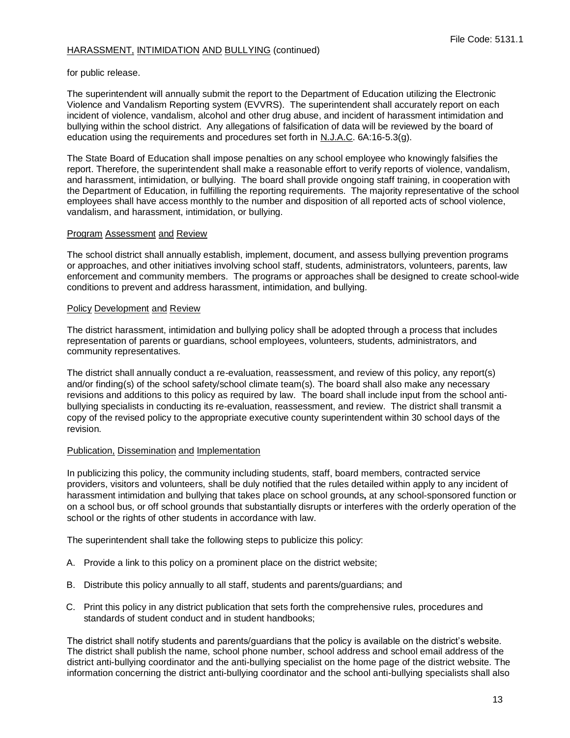for public release.

The superintendent will annually submit the report to the Department of Education utilizing the Electronic Violence and Vandalism Reporting system (EVVRS). The superintendent shall accurately report on each incident of violence, vandalism, alcohol and other drug abuse, and incident of harassment intimidation and bullying within the school district. Any allegations of falsification of data will be reviewed by the board of education using the requirements and procedures set forth in N.J.A.C. 6A:16-5.3(g).

The State Board of Education shall impose penalties on any school employee who knowingly falsifies the report. Therefore, the superintendent shall make a reasonable effort to verify reports of violence, vandalism, and harassment, intimidation, or bullying. The board shall provide ongoing staff training, in cooperation with the Department of Education, in fulfilling the reporting requirements. The majority representative of the school employees shall have access monthly to the number and disposition of all reported acts of school violence, vandalism, and harassment, intimidation, or bullying.

## Program Assessment and Review

The school district shall annually establish, implement, document, and assess bullying prevention programs or approaches, and other initiatives involving school staff, students, administrators, volunteers, parents, law enforcement and community members. The programs or approaches shall be designed to create school-wide conditions to prevent and address harassment, intimidation, and bullying.

## Policy Development and Review

The district harassment, intimidation and bullying policy shall be adopted through a process that includes representation of parents or guardians, school employees, volunteers, students, administrators, and community representatives.

The district shall annually conduct a re-evaluation, reassessment, and review of this policy, any report(s) and/or finding(s) of the school safety/school climate team(s). The board shall also make any necessary revisions and additions to this policy as required by law. The board shall include input from the school anti-bullying specialists in conducting its re-evaluation, reassessment, and review. The district shall transmit a copy of the revised policy to the appropriate executive county superintendent within 30 school days of the revision.

## Publication, Dissemination and Implementation

In publicizing this policy, the community including students, staff, board members, contracted service providers, visitors and volunteers, shall be duly notified that the rules detailed within apply to any incident of harassment intimidation and bullying that takes place on school grounds**,** at any school-sponsored function or on a school bus, or off school grounds that substantially disrupts or interferes with the orderly operation of the school or the rights of other students in accordance with law.

The superintendent shall take the following steps to publicize this policy:

A. Provide a link to this policy on a prominent place on the district website;

B. Distribute this policy annually to all staff, students and parents/guardians; and

C. Print this policy in any district publication that sets forth the comprehensive rules, procedures and standards of student conduct and in student handbooks;

The district shall notify students and parents/guardians that the policy is available on the district's website. The district shall publish the name, school phone number, school address and school email address of the district anti-bullying coordinator and the anti-bullying specialist on the home page of the district website. The information concerning the district anti-bullying coordinator and the school anti-bullying specialists shall also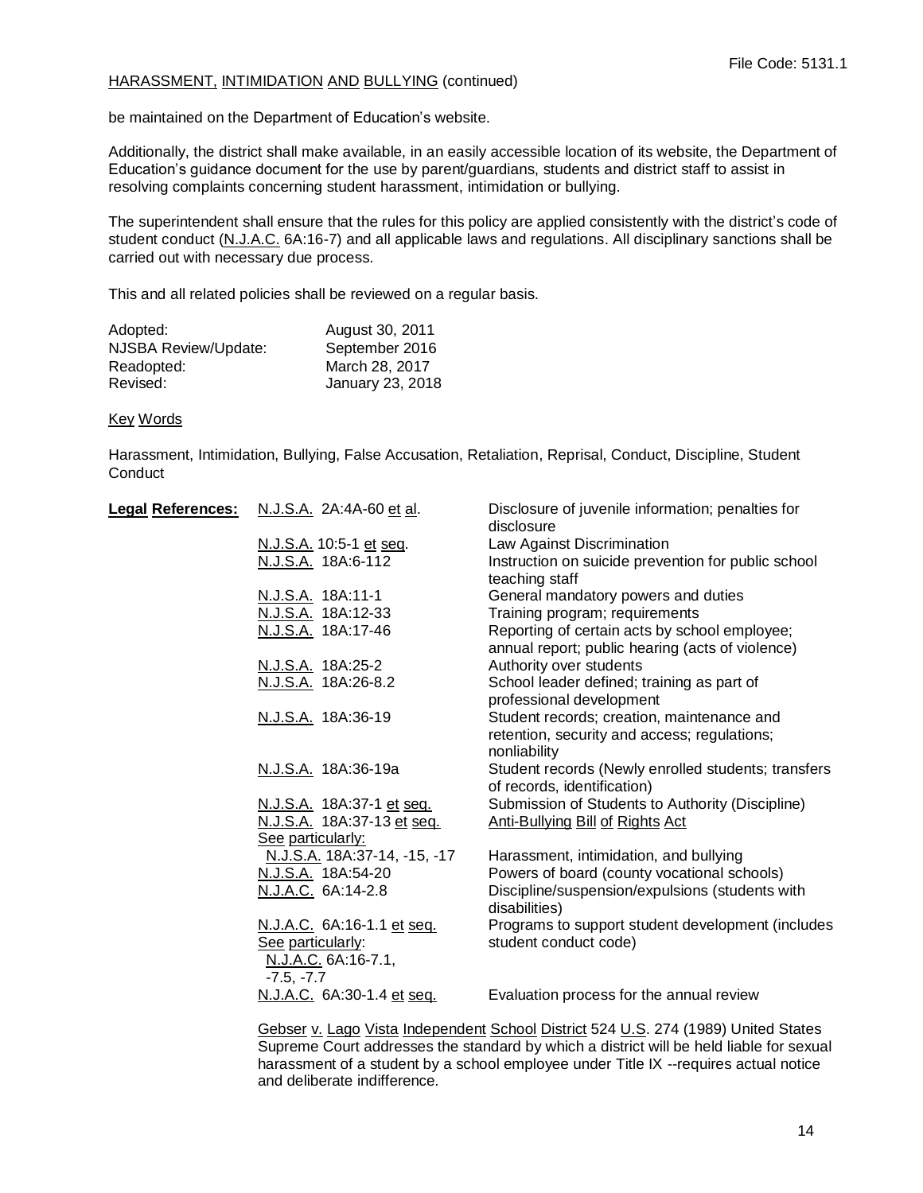be maintained on the Department of Education's website.

Additionally, the district shall make available, in an easily accessible location of its website, the Department of Education's guidance document for the use by parent/guardians, students and district staff to assist in resolving complaints concerning student harassment, intimidation or bullying.

The superintendent shall ensure that the rules for this policy are applied consistently with the district's code of student conduct (N.J.A.C. 6A:16-7) and all applicable laws and regulations. All disciplinary sanctions shall be carried out with necessary due process.

This and all related policies shall be reviewed on a regular basis.

| | |
|---|---|
| Adopted: | August 30, 2011 |
| NJSBA Review/Update: | September 2016 |
| Readopted: | March 28, 2017 |
| Revised: | January 23, 2018 |

Key Words

Harassment, Intimidation, Bullying, False Accusation, Retaliation, Reprisal, Conduct, Discipline, Student Conduct

| **Legal References:** | | |
|---|---|---|
| | N.J.S.A. 2A:4A-60 et al. | Disclosure of juvenile information; penalties for disclosure |
| | N.J.S.A. 10:5-1 et seq. | Law Against Discrimination |
| | N.J.S.A. 18A:6-112 | Instruction on suicide prevention for public school teaching staff |
| | N.J.S.A. 18A:11-1 | General mandatory powers and duties |
| | N.J.S.A. 18A:12-33 | Training program; requirements |
| | N.J.S.A. 18A:17-46 | Reporting of certain acts by school employee; annual report; public hearing (acts of violence) |
| | N.J.S.A. 18A:25-2 | Authority over students |
| | N.J.S.A. 18A:26-8.2 | School leader defined; training as part of professional development |
| | N.J.S.A. 18A:36-19 | Student records; creation, maintenance and retention, security and access; regulations; nonliability |
| | N.J.S.A. 18A:36-19a | Student records (Newly enrolled students; transfers of records, identification) |
| | N.J.S.A. 18A:37-1 et seq. | Submission of Students to Authority (Discipline) |
| | N.J.S.A. 18A:37-13 et seq. See particularly: N.J.S.A. 18A:37-14, -15, -17 | Anti-Bullying Bill of Rights Act<br>Harassment, intimidation, and bullying |
| | N.J.S.A. 18A:54-20 | Powers of board (county vocational schools) |
| | N.J.A.C. 6A:14-2.8 | Discipline/suspension/expulsions (students with disabilities) |
| | N.J.A.C. 6A:16-1.1 et seq. See particularly: N.J.A.C. 6A:16-7.1, -7.5, -7.7 | Programs to support student development (includes student conduct code) |
| | N.J.A.C. 6A:30-1.4 et seq. | Evaluation process for the annual review |

Gebser v. Lago Vista Independent School District 524 U.S. 274 (1989) United States Supreme Court addresses the standard by which a district will be held liable for sexual harassment of a student by a school employee under Title IX --requires actual notice and deliberate indifference.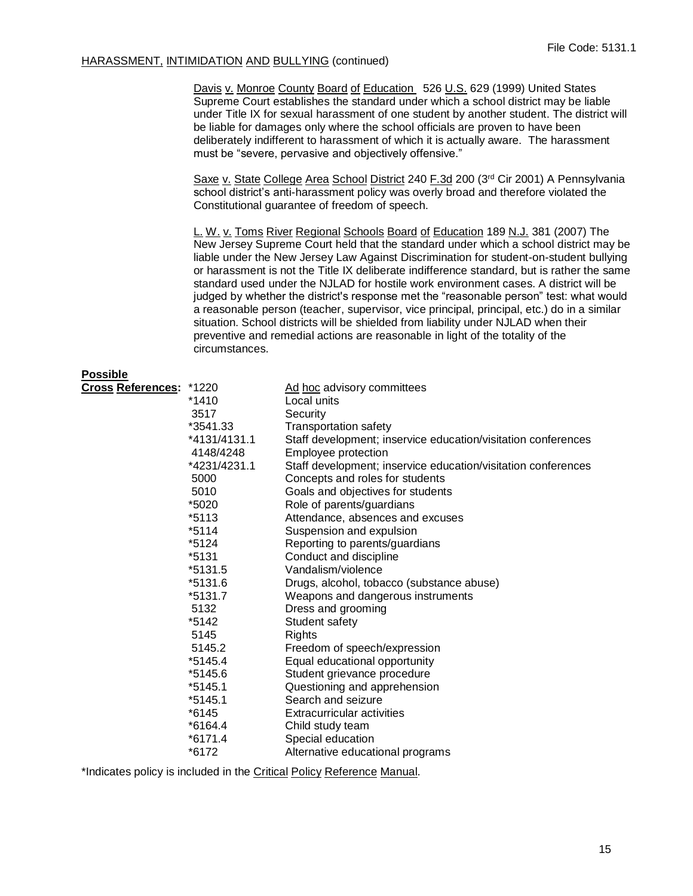HARASSMENT, INTIMIDATION AND BULLYING (continued)

Davis v. Monroe County Board of Education 526 U.S. 629 (1999) United States Supreme Court establishes the standard under which a school district may be liable under Title IX for sexual harassment of one student by another student. The district will be liable for damages only where the school officials are proven to have been deliberately indifferent to harassment of which it is actually aware. The harassment must be "severe, pervasive and objectively offensive."

Saxe v. State College Area School District 240 F.3d 200 (3rd Cir 2001) A Pennsylvania school district's anti-harassment policy was overly broad and therefore violated the Constitutional guarantee of freedom of speech.

L. W. v. Toms River Regional Schools Board of Education 189 N.J. 381 (2007) The New Jersey Supreme Court held that the standard under which a school district may be liable under the New Jersey Law Against Discrimination for student-on-student bullying or harassment is not the Title IX deliberate indifference standard, but is rather the same standard used under the NJLAD for hostile work environment cases. A district will be judged by whether the district's response met the "reasonable person" test: what would a reasonable person (teacher, supervisor, vice principal, principal, etc.) do in a similar situation. School districts will be shielded from liability under NJLAD when their preventive and remedial actions are reasonable in light of the totality of the circumstances.

**Possible Cross References:**

| | |
|---|---|
| *1220 | Ad hoc advisory committees |
| *1410 | Local units |
| 3517 | Security |
| *3541.33 | Transportation safety |
| *4131/4131.1 | Staff development; inservice education/visitation conferences |
| 4148/4248 | Employee protection |
| *4231/4231.1 | Staff development; inservice education/visitation conferences |
| 5000 | Concepts and roles for students |
| 5010 | Goals and objectives for students |
| *5020 | Role of parents/guardians |
| *5113 | Attendance, absences and excuses |
| *5114 | Suspension and expulsion |
| *5124 | Reporting to parents/guardians |
| *5131 | Conduct and discipline |
| *5131.5 | Vandalism/violence |
| *5131.6 | Drugs, alcohol, tobacco (substance abuse) |
| *5131.7 | Weapons and dangerous instruments |
| 5132 | Dress and grooming |
| *5142 | Student safety |
| 5145 | Rights |
| 5145.2 | Freedom of speech/expression |
| *5145.4 | Equal educational opportunity |
| *5145.6 | Student grievance procedure |
| *5145.1 | Questioning and apprehension |
| *5145.1 | Search and seizure |
| *6145 | Extracurricular activities |
| *6164.4 | Child study team |
| *6171.4 | Special education |
| *6172 | Alternative educational programs |

*Indicates policy is included in the Critical Policy Reference Manual.